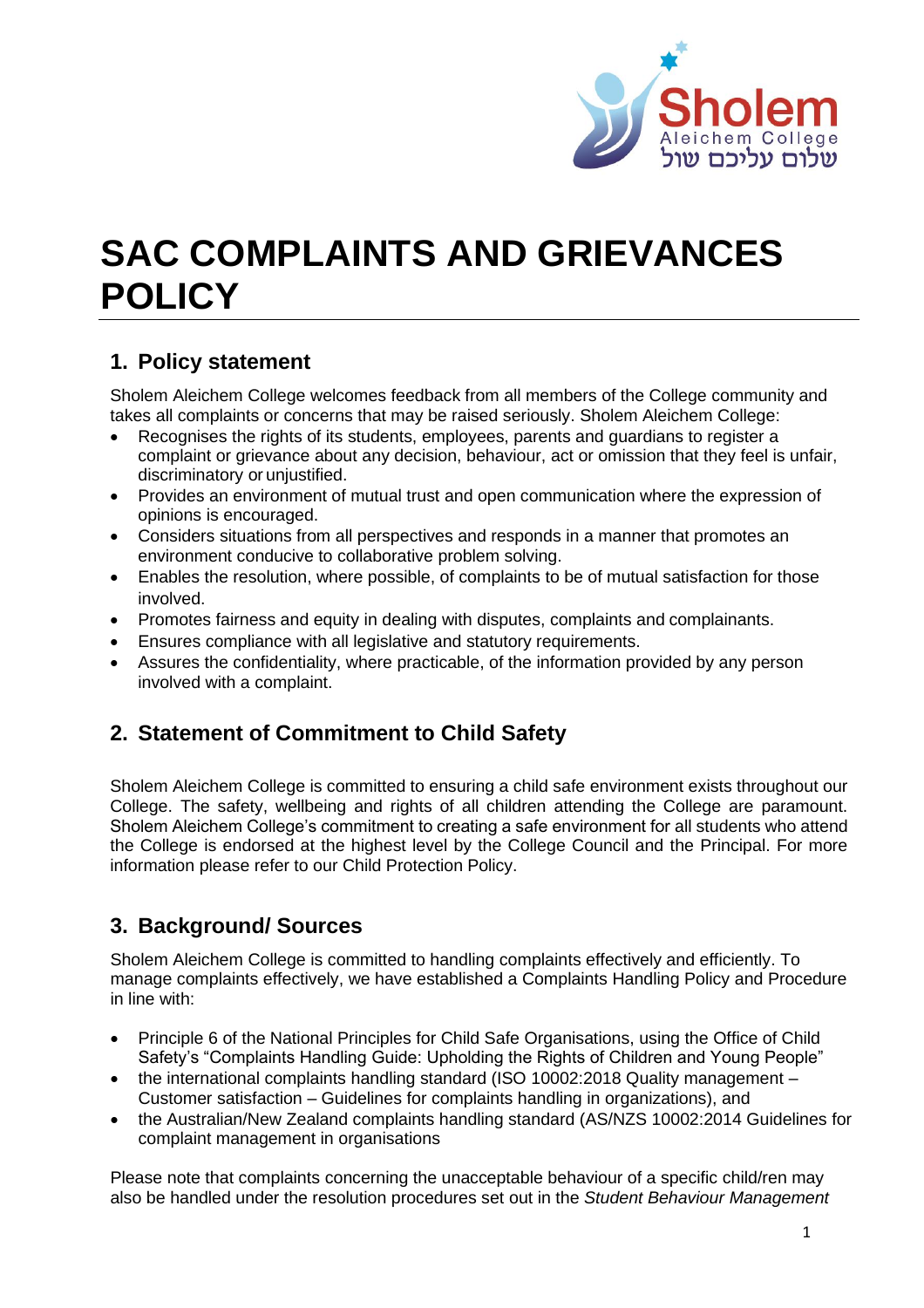# SAC COMPLAINTS AND GRIEVANCES POLICY

## 1. Policy statement

Sholem Aleichem College welcomes feedback from all members of the College community and takes all complaints or concerns that may be raised seriously. Sholem Aleichem College:

- Recognises the rights of its students, employees, parents and guardians to register a complaint or grievance about any decision, behaviour, act or omission that they feel is unfair, discriminatory or unjustified.
- Provides an environment of mutual trust and open communication where the expression of opinions is encouraged.
- Considers situations from all perspectives and responds in a manner that promotes an environment conducive to collaborative problem solving.
- Enables the resolution, where possible, of complaints to be of mutual satisfaction for those involved.
- Promotes fairness and equity in dealing with disputes, complaints and complainants.
- Ensures compliance with all legislative and statutory requirements.
- Assures the confidentiality, where practicable, of the information provided by any person involved with a complaint.

## 2. Statement of Commitment to Child Safety

Sholem Aleichem College is committed to ensuring a child safe environment exists throughout our College. The safety, wellbeing and rights of all children attending the College are paramount. Sholem Aleichem College's commitment to creating a safe environment for all students who attend the College is endorsed at the highest level by the College Council and the Principal. For more information please refer to our Child Protection Policy.

## 3. Background/ Sources

Sholem Aleichem College is committed to handling complaints effectively and efficiently. To manage complaints effectively, we have established a Complaints Handling Policy and Procedure in line with:

- Principle 6 of the National Principles for Child Safe Organisations, using the Office of Child Safety's "Complaints Handling Guide: Upholding the Rights of Children and Young People"
- the international complaints handling standard (ISO 10002:2018 Quality management – Customer satisfaction – Guidelines for complaints handling in organizations), and
- the Australian/New Zealand complaints handling standard (AS/NZS 10002:2014 Guidelines for complaint management in organisations

Please note that complaints concerning the unacceptable behaviour of a specific child/ren may also be handled under the resolution procedures set out in the *Student Behaviour Management*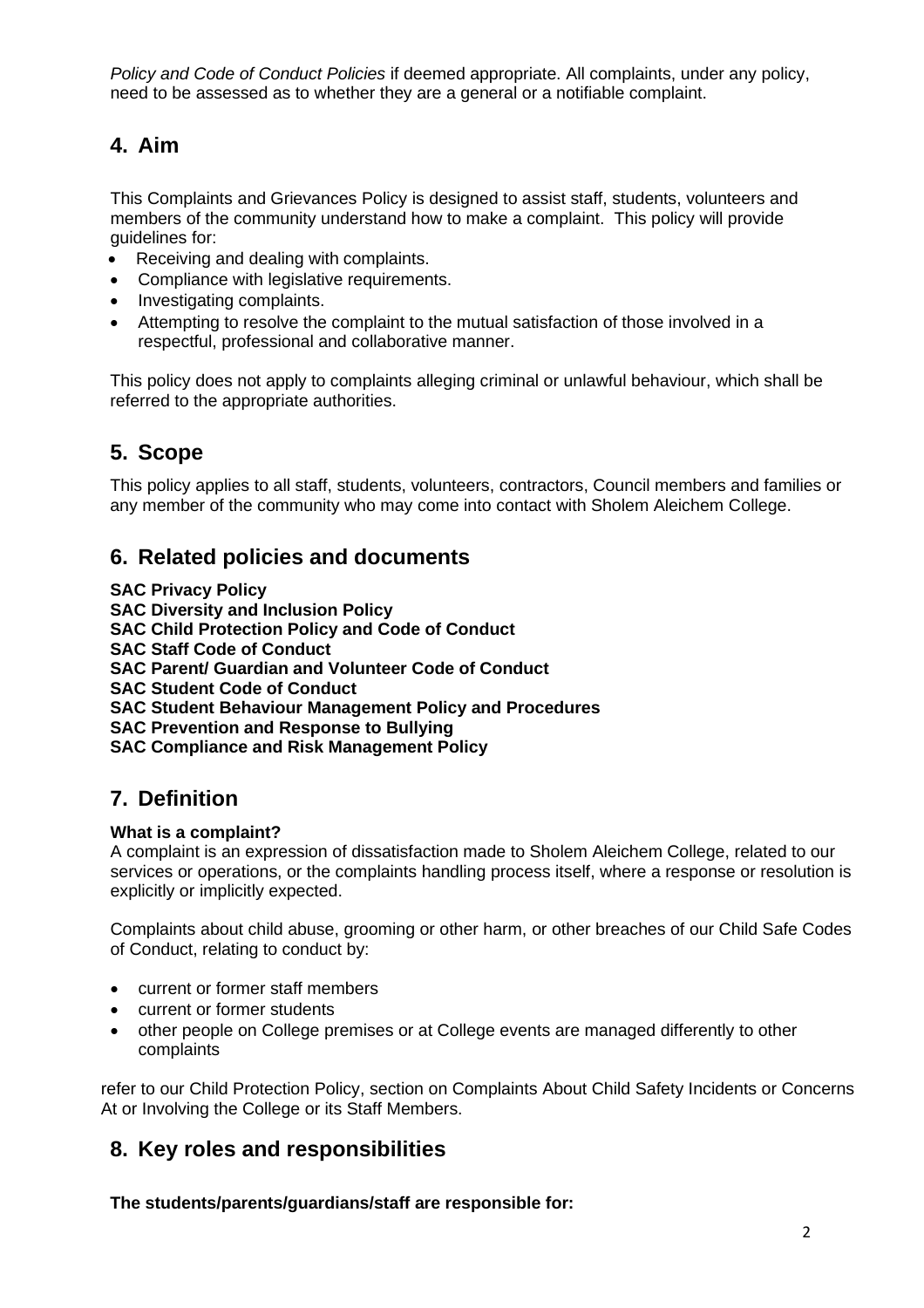*Policy and Code of Conduct Policies* if deemed appropriate. All complaints, under any policy, need to be assessed as to whether they are a general or a notifiable complaint.

## 4. Aim

This Complaints and Grievances Policy is designed to assist staff, students, volunteers and members of the community understand how to make a complaint. This policy will provide guidelines for:

- Receiving and dealing with complaints.
- Compliance with legislative requirements.
- Investigating complaints.
- Attempting to resolve the complaint to the mutual satisfaction of those involved in a respectful, professional and collaborative manner.

This policy does not apply to complaints alleging criminal or unlawful behaviour, which shall be referred to the appropriate authorities.

## 5. Scope

This policy applies to all staff, students, volunteers, contractors, Council members and families or any member of the community who may come into contact with Sholem Aleichem College.

## 6. Related policies and documents

**SAC Privacy Policy**
**SAC Diversity and Inclusion Policy**
**SAC Child Protection Policy and Code of Conduct**
**SAC Staff Code of Conduct**
**SAC Parent/ Guardian and Volunteer Code of Conduct**
**SAC Student Code of Conduct**
**SAC Student Behaviour Management Policy and Procedures**
**SAC Prevention and Response to Bullying**
**SAC Compliance and Risk Management Policy**

## 7. Definition

**What is a complaint?**
A complaint is an expression of dissatisfaction made to Sholem Aleichem College, related to our services or operations, or the complaints handling process itself, where a response or resolution is explicitly or implicitly expected.

Complaints about child abuse, grooming or other harm, or other breaches of our Child Safe Codes of Conduct, relating to conduct by:

- current or former staff members
- current or former students
- other people on College premises or at College events are managed differently to other complaints

refer to our Child Protection Policy, section on Complaints About Child Safety Incidents or Concerns At or Involving the College or its Staff Members.

## 8. Key roles and responsibilities

**The students/parents/guardians/staff are responsible for:**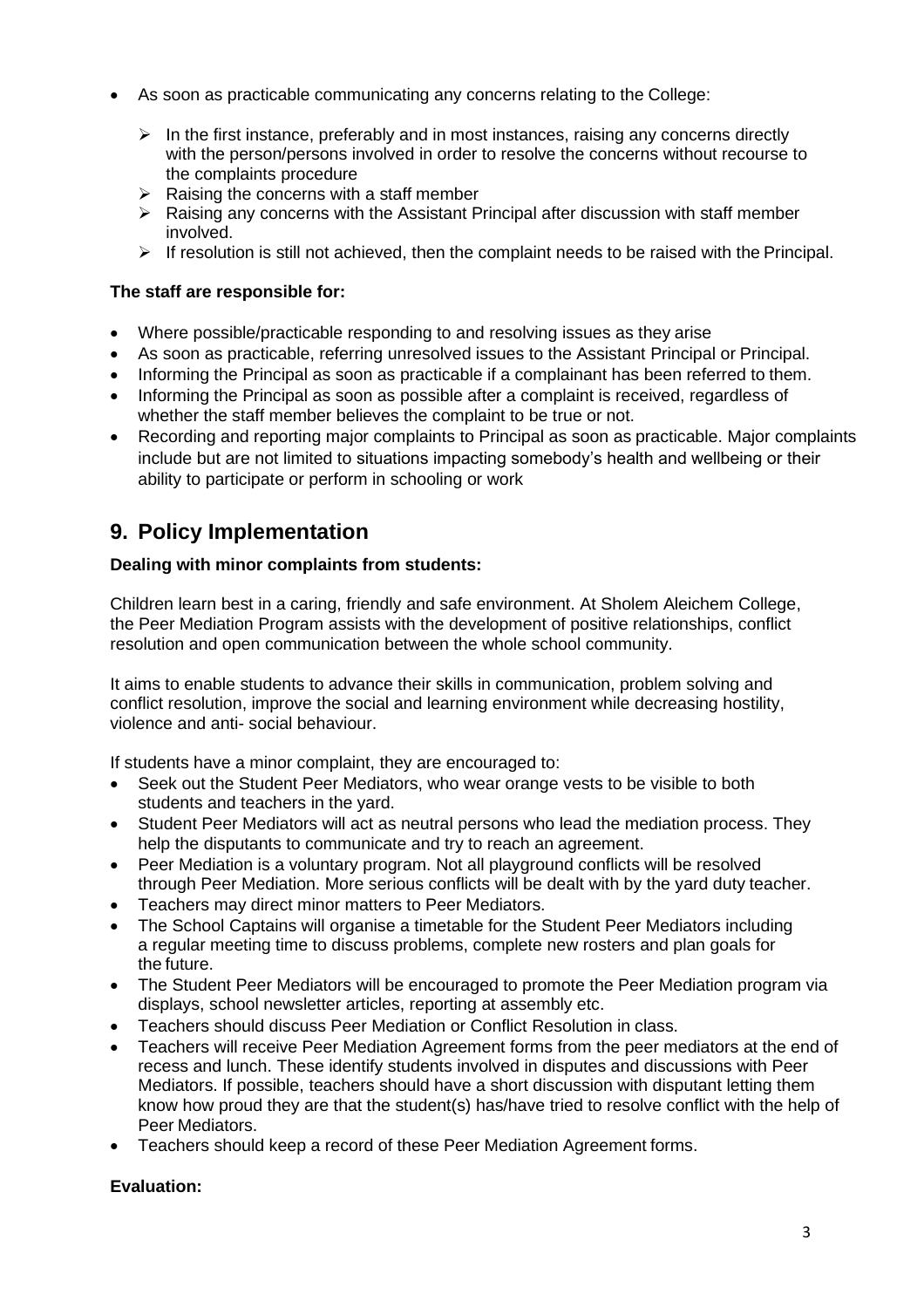- As soon as practicable communicating any concerns relating to the College:
  - In the first instance, preferably and in most instances, raising any concerns directly with the person/persons involved in order to resolve the concerns without recourse to the complaints procedure
  - Raising the concerns with a staff member
  - Raising any concerns with the Assistant Principal after discussion with staff member involved.
  - If resolution is still not achieved, then the complaint needs to be raised with the Principal.

**The staff are responsible for:**

- Where possible/practicable responding to and resolving issues as they arise
- As soon as practicable, referring unresolved issues to the Assistant Principal or Principal.
- Informing the Principal as soon as practicable if a complainant has been referred to them.
- Informing the Principal as soon as possible after a complaint is received, regardless of whether the staff member believes the complaint to be true or not.
- Recording and reporting major complaints to Principal as soon as practicable. Major complaints include but are not limited to situations impacting somebody's health and wellbeing or their ability to participate or perform in schooling or work

## 9. Policy Implementation

**Dealing with minor complaints from students:**

Children learn best in a caring, friendly and safe environment. At Sholem Aleichem College, the Peer Mediation Program assists with the development of positive relationships, conflict resolution and open communication between the whole school community.

It aims to enable students to advance their skills in communication, problem solving and conflict resolution, improve the social and learning environment while decreasing hostility, violence and anti- social behaviour.

If students have a minor complaint, they are encouraged to:

- Seek out the Student Peer Mediators, who wear orange vests to be visible to both students and teachers in the yard.
- Student Peer Mediators will act as neutral persons who lead the mediation process. They help the disputants to communicate and try to reach an agreement.
- Peer Mediation is a voluntary program. Not all playground conflicts will be resolved through Peer Mediation. More serious conflicts will be dealt with by the yard duty teacher.
- Teachers may direct minor matters to Peer Mediators.
- The School Captains will organise a timetable for the Student Peer Mediators including a regular meeting time to discuss problems, complete new rosters and plan goals for the future.
- The Student Peer Mediators will be encouraged to promote the Peer Mediation program via displays, school newsletter articles, reporting at assembly etc.
- Teachers should discuss Peer Mediation or Conflict Resolution in class.
- Teachers will receive Peer Mediation Agreement forms from the peer mediators at the end of recess and lunch. These identify students involved in disputes and discussions with Peer Mediators. If possible, teachers should have a short discussion with disputant letting them know how proud they are that the student(s) has/have tried to resolve conflict with the help of Peer Mediators.
- Teachers should keep a record of these Peer Mediation Agreement forms.

**Evaluation:**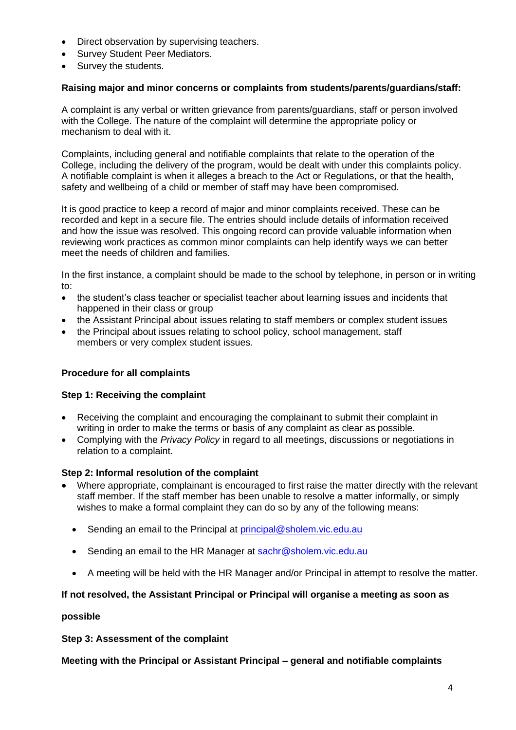- Direct observation by supervising teachers.
- Survey Student Peer Mediators.
- Survey the students.

**Raising major and minor concerns or complaints from students/parents/guardians/staff:**

A complaint is any verbal or written grievance from parents/guardians, staff or person involved with the College. The nature of the complaint will determine the appropriate policy or mechanism to deal with it.

Complaints, including general and notifiable complaints that relate to the operation of the College, including the delivery of the program, would be dealt with under this complaints policy. A notifiable complaint is when it alleges a breach to the Act or Regulations, or that the health, safety and wellbeing of a child or member of staff may have been compromised.

It is good practice to keep a record of major and minor complaints received. These can be recorded and kept in a secure file. The entries should include details of information received and how the issue was resolved. This ongoing record can provide valuable information when reviewing work practices as common minor complaints can help identify ways we can better meet the needs of children and families.

In the first instance, a complaint should be made to the school by telephone, in person or in writing to:

- the student's class teacher or specialist teacher about learning issues and incidents that happened in their class or group
- the Assistant Principal about issues relating to staff members or complex student issues
- the Principal about issues relating to school policy, school management, staff members or very complex student issues.

**Procedure for all complaints**

**Step 1: Receiving the complaint**

- Receiving the complaint and encouraging the complainant to submit their complaint in writing in order to make the terms or basis of any complaint as clear as possible.
- Complying with the *Privacy Policy* in regard to all meetings, discussions or negotiations in relation to a complaint.

**Step 2: Informal resolution of the complaint**

- Where appropriate, complainant is encouraged to first raise the matter directly with the relevant staff member. If the staff member has been unable to resolve a matter informally, or simply wishes to make a formal complaint they can do so by any of the following means:
  - Sending an email to the Principal at principal@sholem.vic.edu.au
  - Sending an email to the HR Manager at sachr@sholem.vic.edu.au
  - A meeting will be held with the HR Manager and/or Principal in attempt to resolve the matter.

**If not resolved, the Assistant Principal or Principal will organise a meeting as soon as possible**

**Step 3: Assessment of the complaint**

**Meeting with the Principal or Assistant Principal – general and notifiable complaints**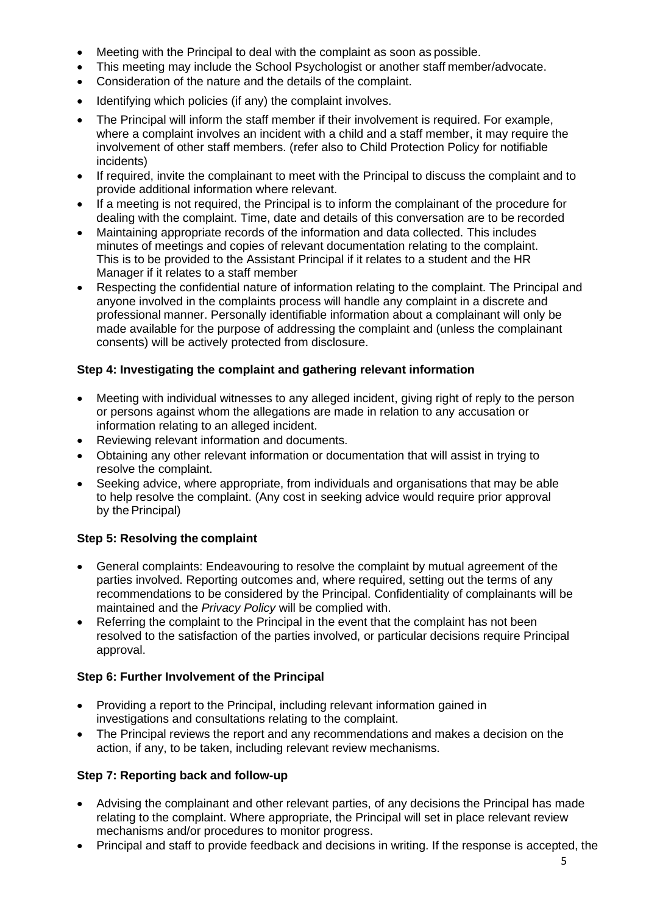- Meeting with the Principal to deal with the complaint as soon as possible.
- This meeting may include the School Psychologist or another staff member/advocate.
- Consideration of the nature and the details of the complaint.
- Identifying which policies (if any) the complaint involves.
- The Principal will inform the staff member if their involvement is required. For example, where a complaint involves an incident with a child and a staff member, it may require the involvement of other staff members. (refer also to Child Protection Policy for notifiable incidents)
- If required, invite the complainant to meet with the Principal to discuss the complaint and to provide additional information where relevant.
- If a meeting is not required, the Principal is to inform the complainant of the procedure for dealing with the complaint. Time, date and details of this conversation are to be recorded
- Maintaining appropriate records of the information and data collected. This includes minutes of meetings and copies of relevant documentation relating to the complaint. This is to be provided to the Assistant Principal if it relates to a student and the HR Manager if it relates to a staff member
- Respecting the confidential nature of information relating to the complaint. The Principal and anyone involved in the complaints process will handle any complaint in a discrete and professional manner. Personally identifiable information about a complainant will only be made available for the purpose of addressing the complaint and (unless the complainant consents) will be actively protected from disclosure.

**Step 4: Investigating the complaint and gathering relevant information**

- Meeting with individual witnesses to any alleged incident, giving right of reply to the person or persons against whom the allegations are made in relation to any accusation or information relating to an alleged incident.
- Reviewing relevant information and documents.
- Obtaining any other relevant information or documentation that will assist in trying to resolve the complaint.
- Seeking advice, where appropriate, from individuals and organisations that may be able to help resolve the complaint. (Any cost in seeking advice would require prior approval by the Principal)

**Step 5: Resolving the complaint**

- General complaints: Endeavouring to resolve the complaint by mutual agreement of the parties involved. Reporting outcomes and, where required, setting out the terms of any recommendations to be considered by the Principal. Confidentiality of complainants will be maintained and the *Privacy Policy* will be complied with.
- Referring the complaint to the Principal in the event that the complaint has not been resolved to the satisfaction of the parties involved, or particular decisions require Principal approval.

**Step 6: Further Involvement of the Principal**

- Providing a report to the Principal, including relevant information gained in investigations and consultations relating to the complaint.
- The Principal reviews the report and any recommendations and makes a decision on the action, if any, to be taken, including relevant review mechanisms.

**Step 7: Reporting back and follow-up**

- Advising the complainant and other relevant parties, of any decisions the Principal has made relating to the complaint. Where appropriate, the Principal will set in place relevant review mechanisms and/or procedures to monitor progress.
- Principal and staff to provide feedback and decisions in writing. If the response is accepted, the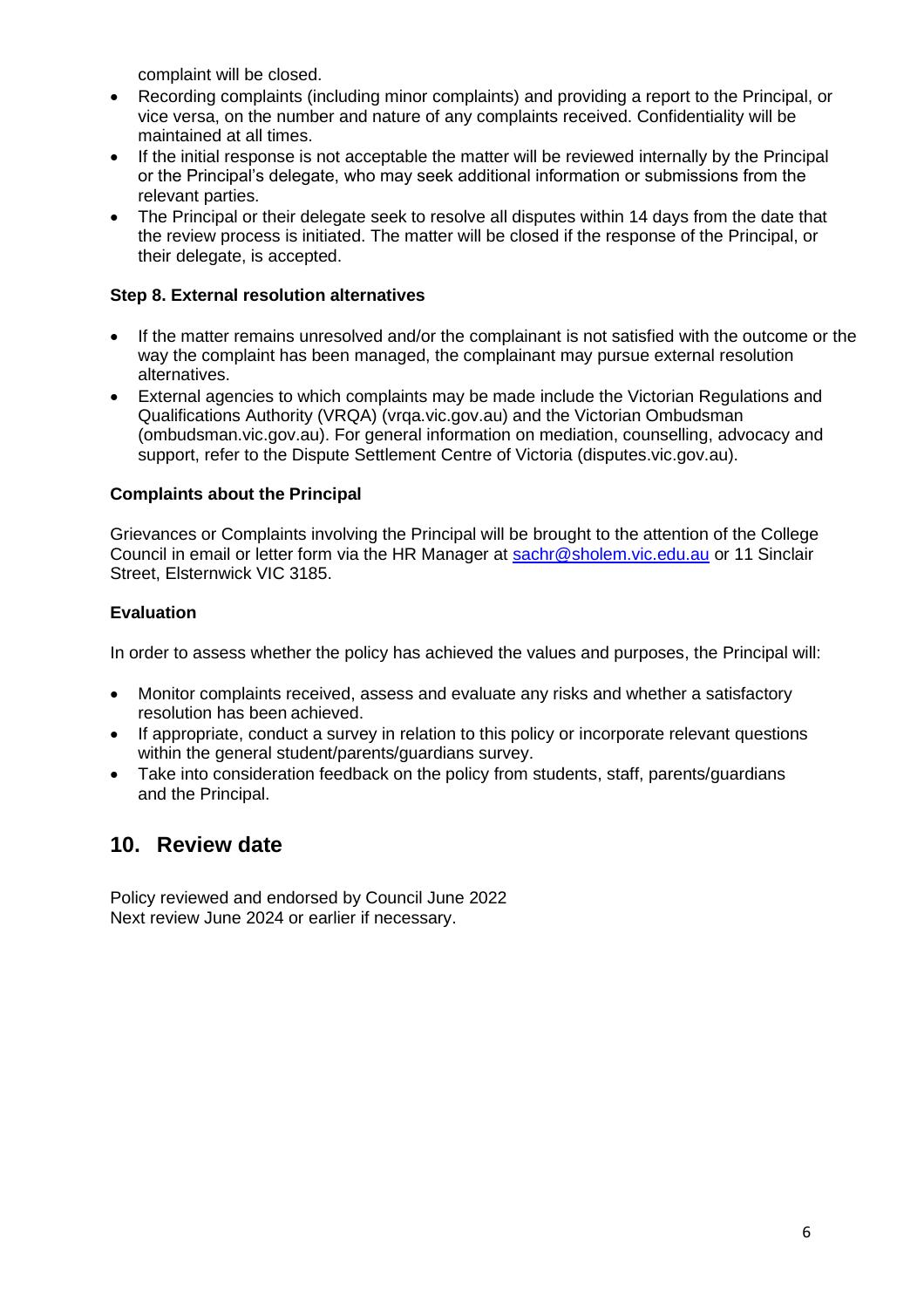complaint will be closed.

- Recording complaints (including minor complaints) and providing a report to the Principal, or vice versa, on the number and nature of any complaints received. Confidentiality will be maintained at all times.
- If the initial response is not acceptable the matter will be reviewed internally by the Principal or the Principal's delegate, who may seek additional information or submissions from the relevant parties.
- The Principal or their delegate seek to resolve all disputes within 14 days from the date that the review process is initiated. The matter will be closed if the response of the Principal, or their delegate, is accepted.

**Step 8. External resolution alternatives**

- If the matter remains unresolved and/or the complainant is not satisfied with the outcome or the way the complaint has been managed, the complainant may pursue external resolution alternatives.
- External agencies to which complaints may be made include the Victorian Regulations and Qualifications Authority (VRQA) (vrqa.vic.gov.au) and the Victorian Ombudsman (ombudsman.vic.gov.au). For general information on mediation, counselling, advocacy and support, refer to the Dispute Settlement Centre of Victoria (disputes.vic.gov.au).

**Complaints about the Principal**

Grievances or Complaints involving the Principal will be brought to the attention of the College Council in email or letter form via the HR Manager at [sachr@sholem.vic.edu.au](mailto:sachr@sholem.vic.edu.au) or 11 Sinclair Street, Elsternwick VIC 3185.

**Evaluation**

In order to assess whether the policy has achieved the values and purposes, the Principal will:

- Monitor complaints received, assess and evaluate any risks and whether a satisfactory resolution has been achieved.
- If appropriate, conduct a survey in relation to this policy or incorporate relevant questions within the general student/parents/guardians survey.
- Take into consideration feedback on the policy from students, staff, parents/guardians and the Principal.

## 10. Review date

Policy reviewed and endorsed by Council June 2022
Next review June 2024 or earlier if necessary.